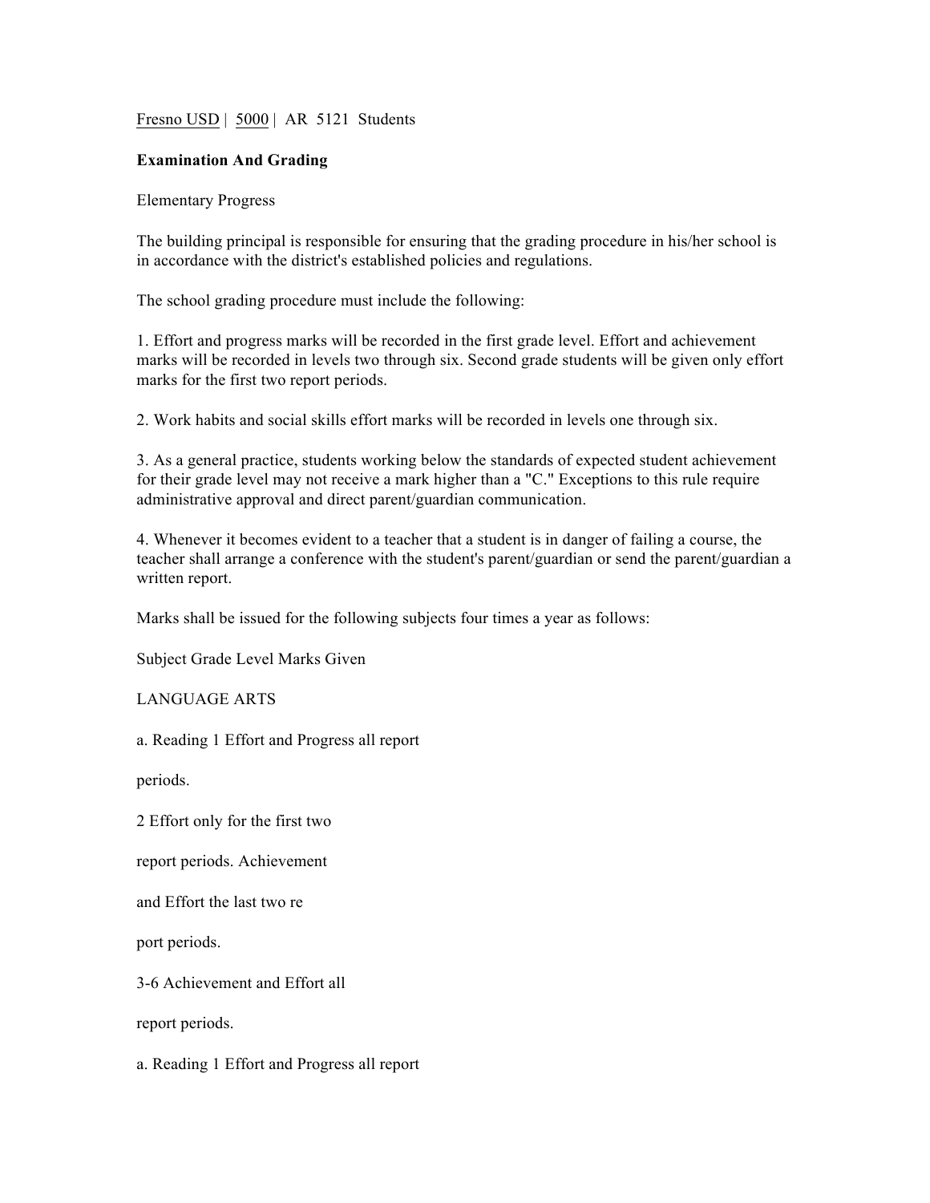Fresno USD | 5000 | AR 5121 Students

**Examination And Grading**

Elementary Progress

The building principal is responsible for ensuring that the grading procedure in his/her school is in accordance with the district's established policies and regulations.

The school grading procedure must include the following:

1. Effort and progress marks will be recorded in the first grade level. Effort and achievement marks will be recorded in levels two through six. Second grade students will be given only effort marks for the first two report periods.

2. Work habits and social skills effort marks will be recorded in levels one through six.

3. As a general practice, students working below the standards of expected student achievement for their grade level may not receive a mark higher than a "C." Exceptions to this rule require administrative approval and direct parent/guardian communication.

4. Whenever it becomes evident to a teacher that a student is in danger of failing a course, the teacher shall arrange a conference with the student's parent/guardian or send the parent/guardian a written report.

Marks shall be issued for the following subjects four times a year as follows:

Subject Grade Level Marks Given

LANGUAGE ARTS

a. Reading 1 Effort and Progress all report

periods.

2 Effort only for the first two

report periods. Achievement

and Effort the last two re

port periods.

3-6 Achievement and Effort all

report periods.

a. Reading 1 Effort and Progress all report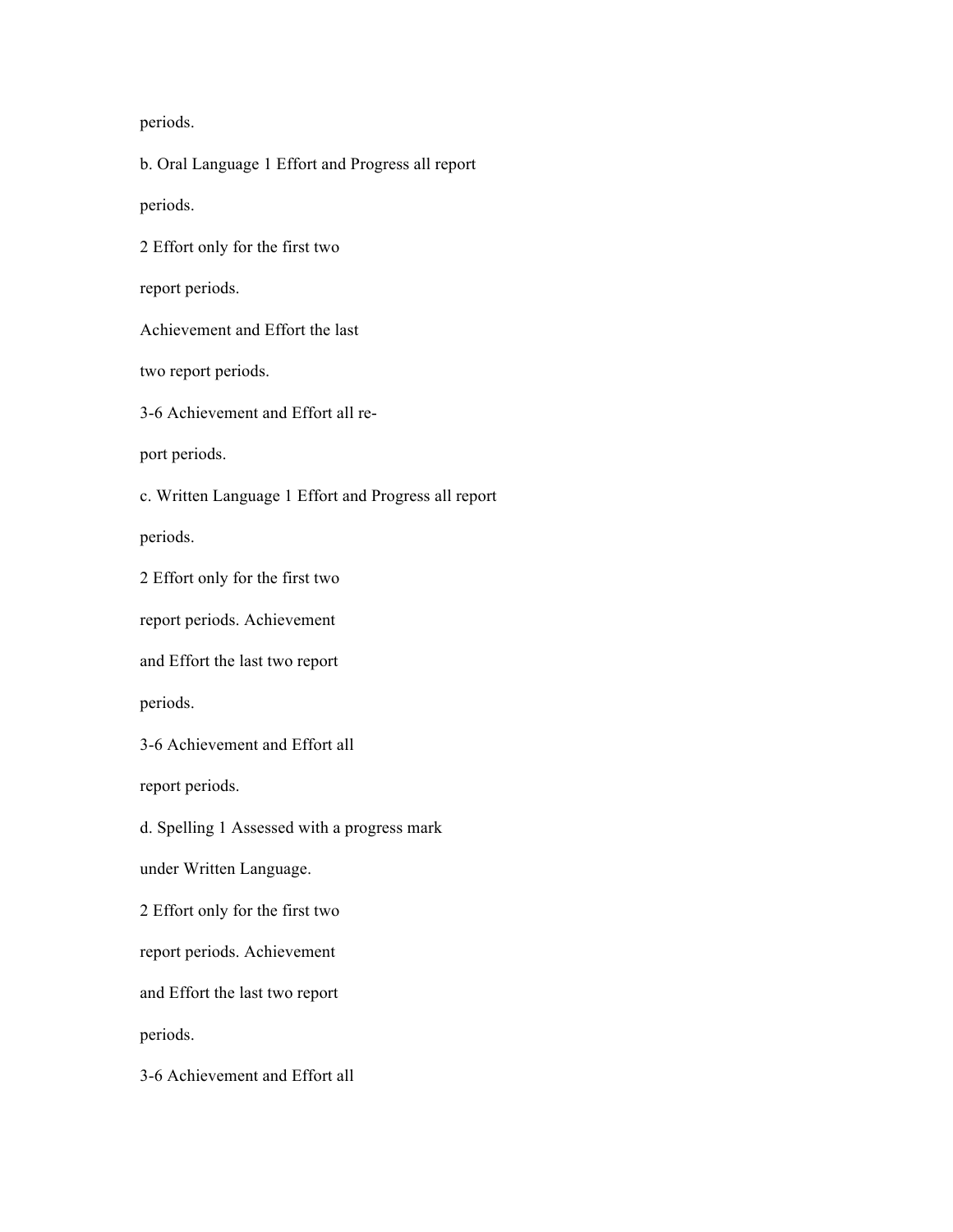periods.

b. Oral Language 1 Effort and Progress all report

periods.

2 Effort only for the first two

report periods.

Achievement and Effort the last

two report periods.

3-6 Achievement and Effort all re-

port periods.

c. Written Language 1 Effort and Progress all report

periods.

2 Effort only for the first two

report periods. Achievement

and Effort the last two report

periods.

3-6 Achievement and Effort all

report periods.

d. Spelling 1 Assessed with a progress mark

under Written Language.

2 Effort only for the first two

report periods. Achievement

and Effort the last two report

periods.

3-6 Achievement and Effort all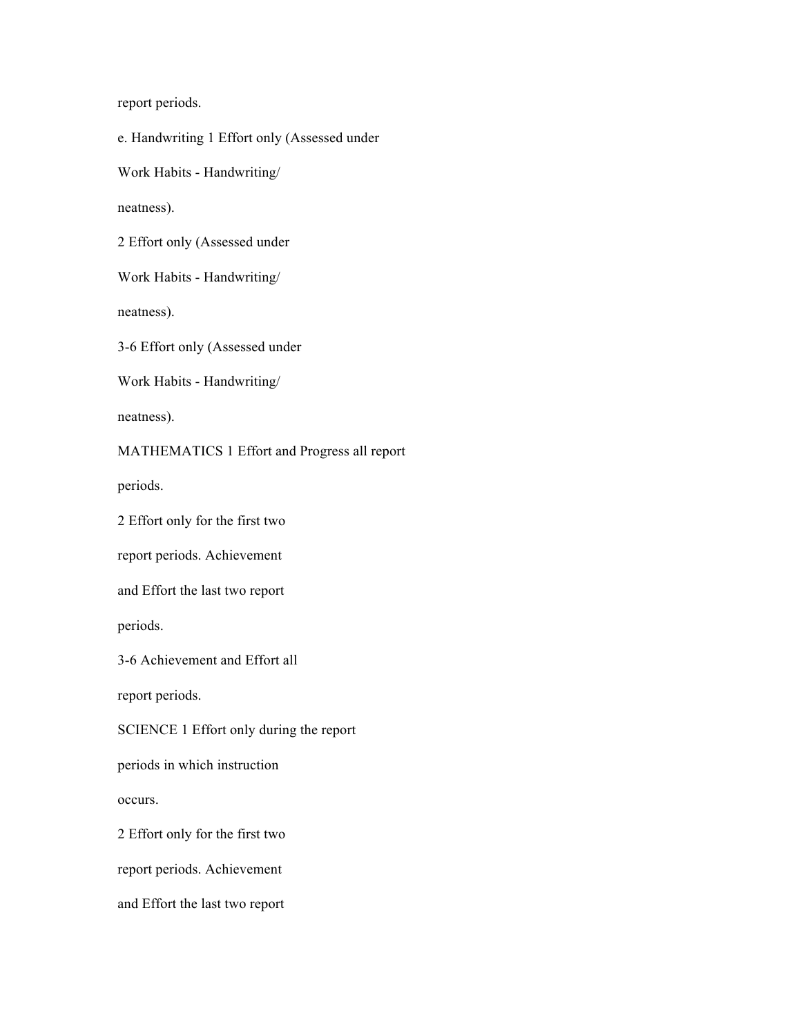report periods.

e. Handwriting 1 Effort only (Assessed under

Work Habits - Handwriting/

neatness).

2 Effort only (Assessed under

Work Habits - Handwriting/

neatness).

3-6 Effort only (Assessed under

Work Habits - Handwriting/

neatness).

MATHEMATICS 1 Effort and Progress all report

periods.

2 Effort only for the first two

report periods. Achievement

and Effort the last two report

periods.

3-6 Achievement and Effort all

report periods.

SCIENCE 1 Effort only during the report

periods in which instruction

occurs.

2 Effort only for the first two

report periods. Achievement

and Effort the last two report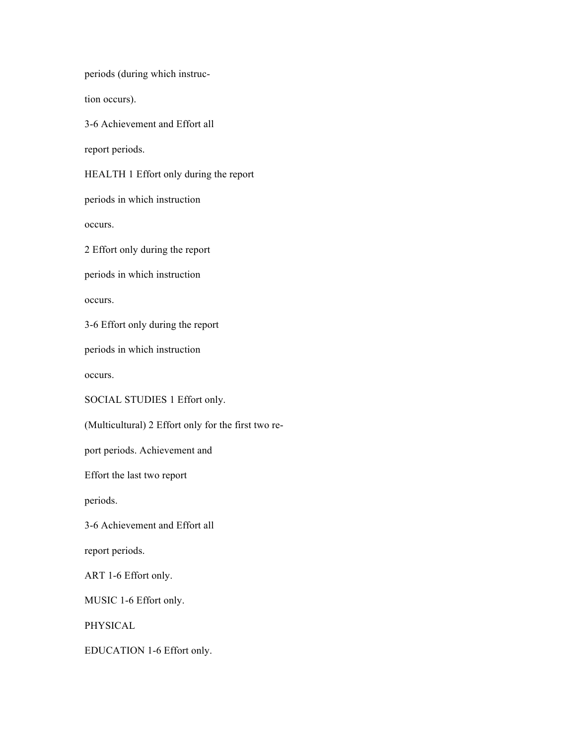periods (during which instruc-

tion occurs).

3-6 Achievement and Effort all

report periods.

HEALTH 1 Effort only during the report

periods in which instruction

occurs.

2 Effort only during the report

periods in which instruction

occurs.

3-6 Effort only during the report

periods in which instruction

occurs.

SOCIAL STUDIES 1 Effort only.

(Multicultural) 2 Effort only for the first two re-

port periods. Achievement and

Effort the last two report

periods.

3-6 Achievement and Effort all

report periods.

ART 1-6 Effort only.

MUSIC 1-6 Effort only.

PHYSICAL

EDUCATION 1-6 Effort only.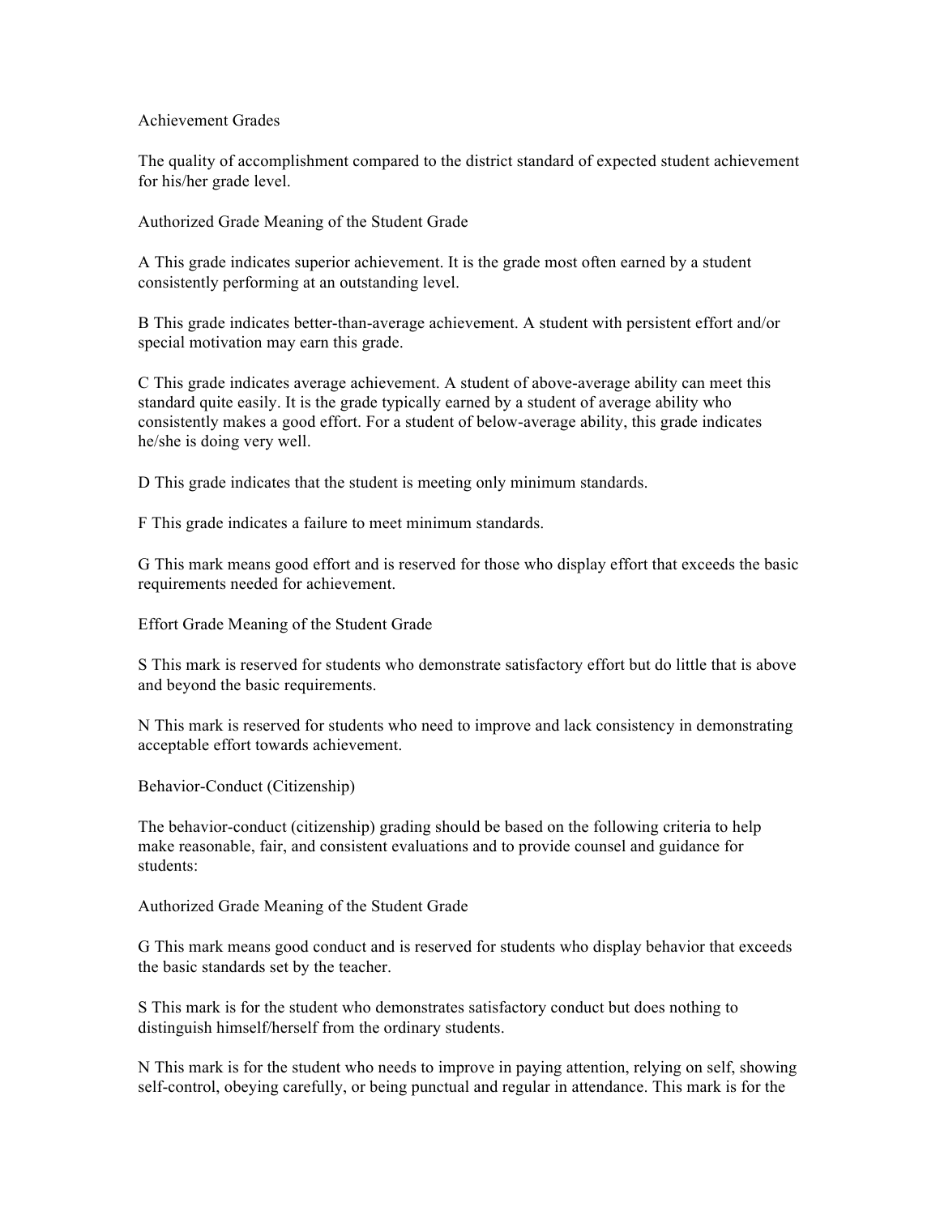## Achievement Grades

The quality of accomplishment compared to the district standard of expected student achievement for his/her grade level.

### Authorized Grade Meaning of the Student Grade

A This grade indicates superior achievement. It is the grade most often earned by a student consistently performing at an outstanding level.

B This grade indicates better-than-average achievement. A student with persistent effort and/or special motivation may earn this grade.

C This grade indicates average achievement. A student of above-average ability can meet this standard quite easily. It is the grade typically earned by a student of average ability who consistently makes a good effort. For a student of below-average ability, this grade indicates he/she is doing very well.

D This grade indicates that the student is meeting only minimum standards.

F This grade indicates a failure to meet minimum standards.

G This mark means good effort and is reserved for those who display effort that exceeds the basic requirements needed for achievement.

### Effort Grade Meaning of the Student Grade

S This mark is reserved for students who demonstrate satisfactory effort but do little that is above and beyond the basic requirements.

N This mark is reserved for students who need to improve and lack consistency in demonstrating acceptable effort towards achievement.

## Behavior-Conduct (Citizenship)

The behavior-conduct (citizenship) grading should be based on the following criteria to help make reasonable, fair, and consistent evaluations and to provide counsel and guidance for students:

### Authorized Grade Meaning of the Student Grade

G This mark means good conduct and is reserved for students who display behavior that exceeds the basic standards set by the teacher.

S This mark is for the student who demonstrates satisfactory conduct but does nothing to distinguish himself/herself from the ordinary students.

N This mark is for the student who needs to improve in paying attention, relying on self, showing self-control, obeying carefully, or being punctual and regular in attendance. This mark is for the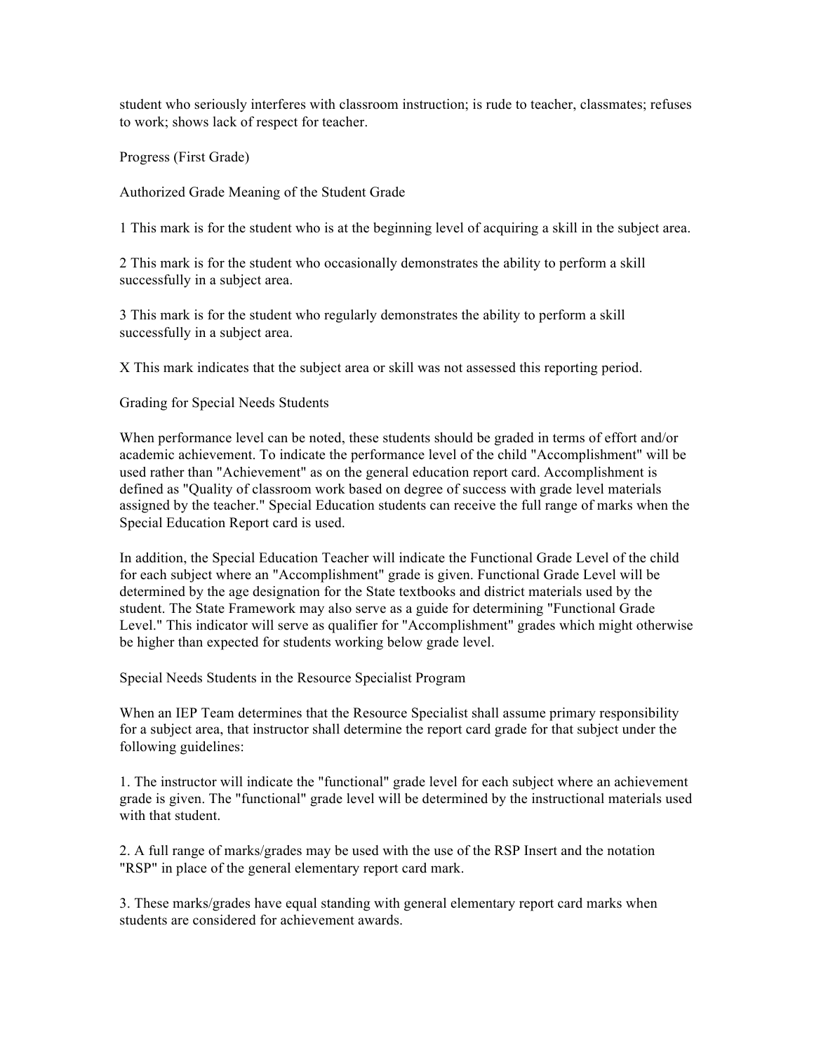student who seriously interferes with classroom instruction; is rude to teacher, classmates; refuses to work; shows lack of respect for teacher.

Progress (First Grade)

Authorized Grade Meaning of the Student Grade

1 This mark is for the student who is at the beginning level of acquiring a skill in the subject area.

2 This mark is for the student who occasionally demonstrates the ability to perform a skill successfully in a subject area.

3 This mark is for the student who regularly demonstrates the ability to perform a skill successfully in a subject area.

X This mark indicates that the subject area or skill was not assessed this reporting period.

Grading for Special Needs Students

When performance level can be noted, these students should be graded in terms of effort and/or academic achievement. To indicate the performance level of the child "Accomplishment" will be used rather than "Achievement" as on the general education report card. Accomplishment is defined as "Quality of classroom work based on degree of success with grade level materials assigned by the teacher." Special Education students can receive the full range of marks when the Special Education Report card is used.

In addition, the Special Education Teacher will indicate the Functional Grade Level of the child for each subject where an "Accomplishment" grade is given. Functional Grade Level will be determined by the age designation for the State textbooks and district materials used by the student. The State Framework may also serve as a guide for determining "Functional Grade Level." This indicator will serve as qualifier for "Accomplishment" grades which might otherwise be higher than expected for students working below grade level.

Special Needs Students in the Resource Specialist Program

When an IEP Team determines that the Resource Specialist shall assume primary responsibility for a subject area, that instructor shall determine the report card grade for that subject under the following guidelines:

1. The instructor will indicate the "functional" grade level for each subject where an achievement grade is given. The "functional" grade level will be determined by the instructional materials used with that student.

2. A full range of marks/grades may be used with the use of the RSP Insert and the notation "RSP" in place of the general elementary report card mark.

3. These marks/grades have equal standing with general elementary report card marks when students are considered for achievement awards.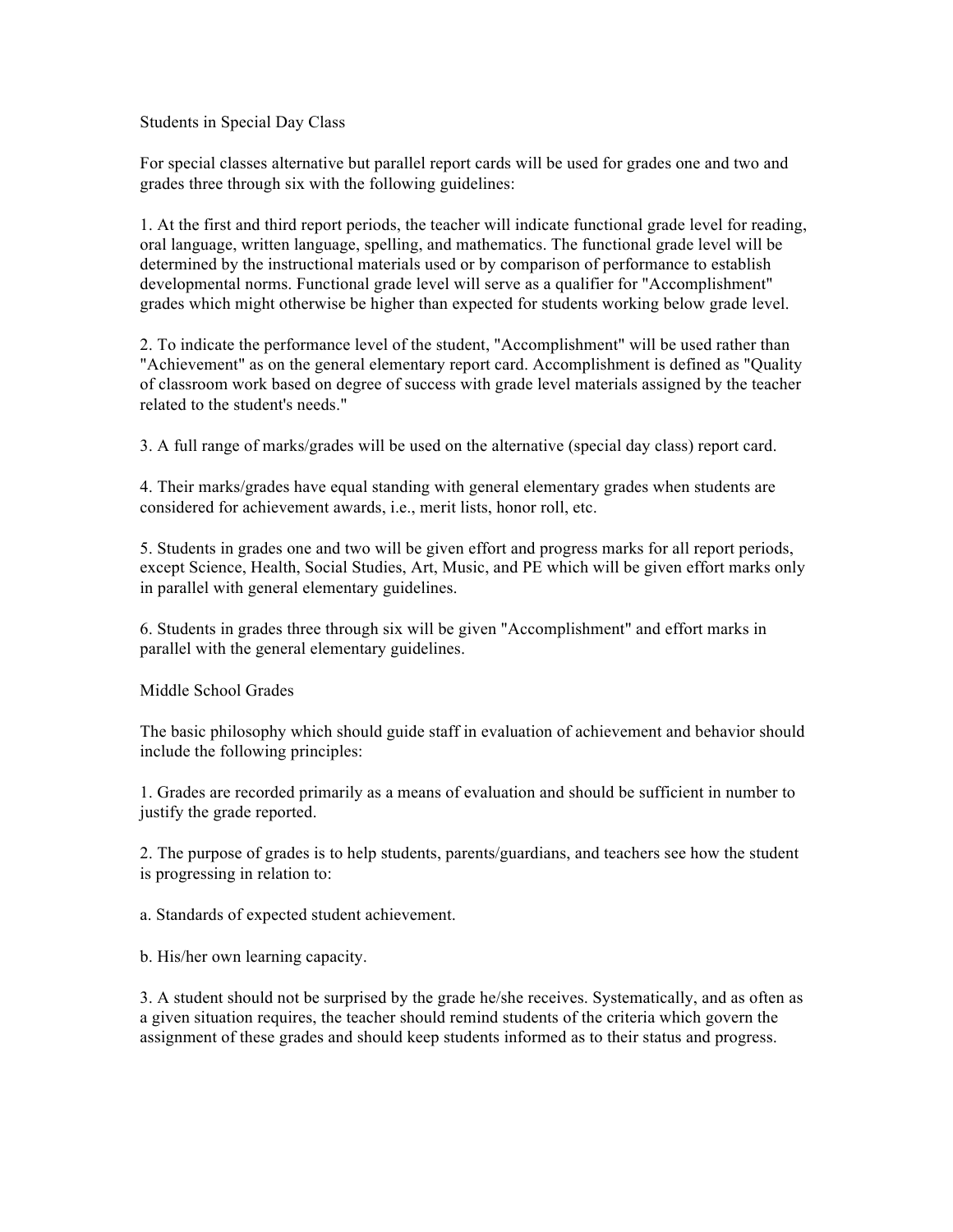## Students in Special Day Class

For special classes alternative but parallel report cards will be used for grades one and two and grades three through six with the following guidelines:

1. At the first and third report periods, the teacher will indicate functional grade level for reading, oral language, written language, spelling, and mathematics. The functional grade level will be determined by the instructional materials used or by comparison of performance to establish developmental norms. Functional grade level will serve as a qualifier for "Accomplishment" grades which might otherwise be higher than expected for students working below grade level.

2. To indicate the performance level of the student, "Accomplishment" will be used rather than "Achievement" as on the general elementary report card. Accomplishment is defined as "Quality of classroom work based on degree of success with grade level materials assigned by the teacher related to the student's needs."

3. A full range of marks/grades will be used on the alternative (special day class) report card.

4. Their marks/grades have equal standing with general elementary grades when students are considered for achievement awards, i.e., merit lists, honor roll, etc.

5. Students in grades one and two will be given effort and progress marks for all report periods, except Science, Health, Social Studies, Art, Music, and PE which will be given effort marks only in parallel with general elementary guidelines.

6. Students in grades three through six will be given "Accomplishment" and effort marks in parallel with the general elementary guidelines.

## Middle School Grades

The basic philosophy which should guide staff in evaluation of achievement and behavior should include the following principles:

1. Grades are recorded primarily as a means of evaluation and should be sufficient in number to justify the grade reported.

2. The purpose of grades is to help students, parents/guardians, and teachers see how the student is progressing in relation to:

a. Standards of expected student achievement.

b. His/her own learning capacity.

3. A student should not be surprised by the grade he/she receives. Systematically, and as often as a given situation requires, the teacher should remind students of the criteria which govern the assignment of these grades and should keep students informed as to their status and progress.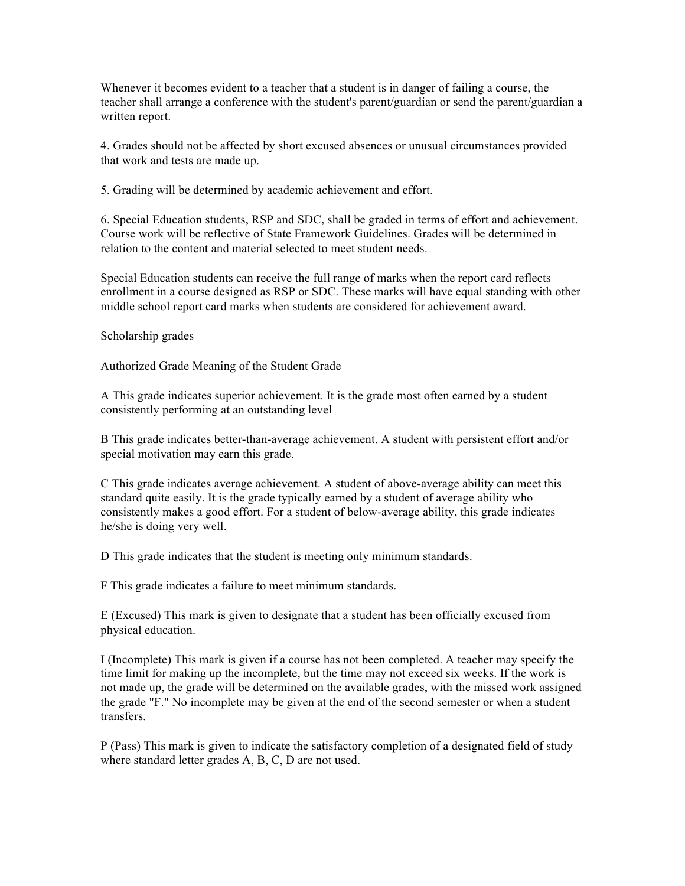Whenever it becomes evident to a teacher that a student is in danger of failing a course, the teacher shall arrange a conference with the student's parent/guardian or send the parent/guardian a written report.

4. Grades should not be affected by short excused absences or unusual circumstances provided that work and tests are made up.

5. Grading will be determined by academic achievement and effort.

6. Special Education students, RSP and SDC, shall be graded in terms of effort and achievement. Course work will be reflective of State Framework Guidelines. Grades will be determined in relation to the content and material selected to meet student needs.

Special Education students can receive the full range of marks when the report card reflects enrollment in a course designed as RSP or SDC. These marks will have equal standing with other middle school report card marks when students are considered for achievement award.

Scholarship grades

Authorized Grade Meaning of the Student Grade

A This grade indicates superior achievement. It is the grade most often earned by a student consistently performing at an outstanding level

B This grade indicates better-than-average achievement. A student with persistent effort and/or special motivation may earn this grade.

C This grade indicates average achievement. A student of above-average ability can meet this standard quite easily. It is the grade typically earned by a student of average ability who consistently makes a good effort. For a student of below-average ability, this grade indicates he/she is doing very well.

D This grade indicates that the student is meeting only minimum standards.

F This grade indicates a failure to meet minimum standards.

E (Excused) This mark is given to designate that a student has been officially excused from physical education.

I (Incomplete) This mark is given if a course has not been completed. A teacher may specify the time limit for making up the incomplete, but the time may not exceed six weeks. If the work is not made up, the grade will be determined on the available grades, with the missed work assigned the grade "F." No incomplete may be given at the end of the second semester or when a student transfers.

P (Pass) This mark is given to indicate the satisfactory completion of a designated field of study where standard letter grades A, B, C, D are not used.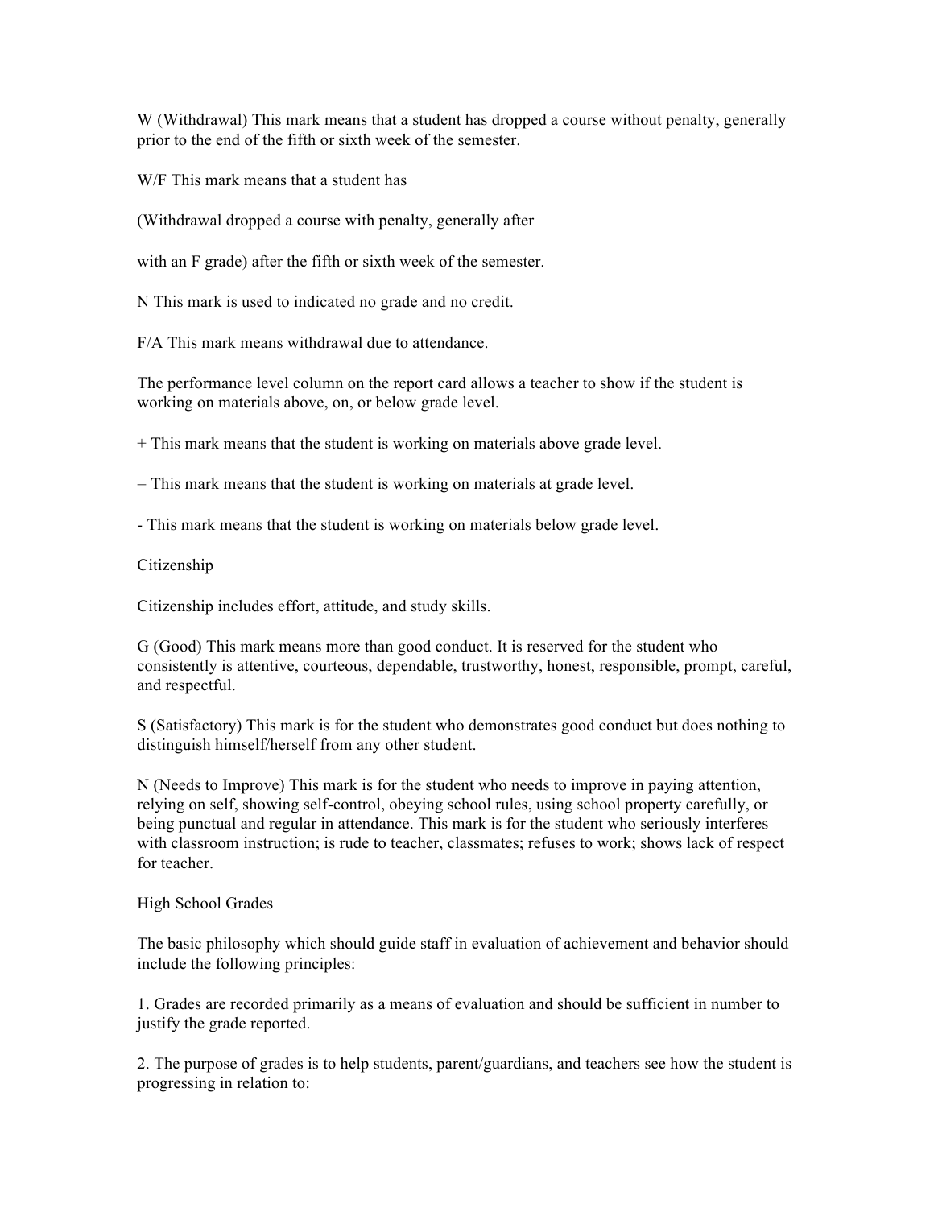W (Withdrawal) This mark means that a student has dropped a course without penalty, generally prior to the end of the fifth or sixth week of the semester.

W/F This mark means that a student has

(Withdrawal dropped a course with penalty, generally after

with an F grade) after the fifth or sixth week of the semester.

N This mark is used to indicated no grade and no credit.

F/A This mark means withdrawal due to attendance.

The performance level column on the report card allows a teacher to show if the student is working on materials above, on, or below grade level.

+ This mark means that the student is working on materials above grade level.

= This mark means that the student is working on materials at grade level.

- This mark means that the student is working on materials below grade level.

Citizenship

Citizenship includes effort, attitude, and study skills.

G (Good) This mark means more than good conduct. It is reserved for the student who consistently is attentive, courteous, dependable, trustworthy, honest, responsible, prompt, careful, and respectful.

S (Satisfactory) This mark is for the student who demonstrates good conduct but does nothing to distinguish himself/herself from any other student.

N (Needs to Improve) This mark is for the student who needs to improve in paying attention, relying on self, showing self-control, obeying school rules, using school property carefully, or being punctual and regular in attendance. This mark is for the student who seriously interferes with classroom instruction; is rude to teacher, classmates; refuses to work; shows lack of respect for teacher.

High School Grades

The basic philosophy which should guide staff in evaluation of achievement and behavior should include the following principles:

1. Grades are recorded primarily as a means of evaluation and should be sufficient in number to justify the grade reported.

2. The purpose of grades is to help students, parent/guardians, and teachers see how the student is progressing in relation to: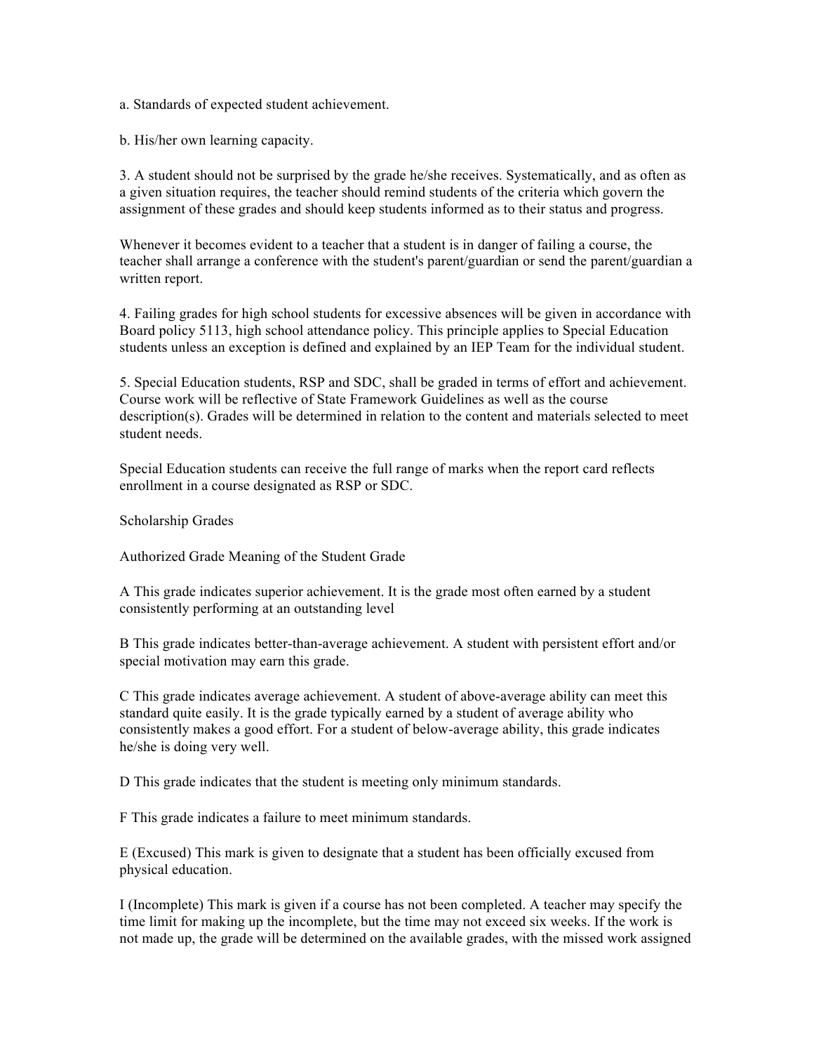a. Standards of expected student achievement.

b. His/her own learning capacity.

3. A student should not be surprised by the grade he/she receives. Systematically, and as often as a given situation requires, the teacher should remind students of the criteria which govern the assignment of these grades and should keep students informed as to their status and progress.

Whenever it becomes evident to a teacher that a student is in danger of failing a course, the teacher shall arrange a conference with the student's parent/guardian or send the parent/guardian a written report.

4. Failing grades for high school students for excessive absences will be given in accordance with Board policy 5113, high school attendance policy. This principle applies to Special Education students unless an exception is defined and explained by an IEP Team for the individual student.

5. Special Education students, RSP and SDC, shall be graded in terms of effort and achievement. Course work will be reflective of State Framework Guidelines as well as the course description(s). Grades will be determined in relation to the content and materials selected to meet student needs.

Special Education students can receive the full range of marks when the report card reflects enrollment in a course designated as RSP or SDC.

Scholarship Grades

Authorized Grade Meaning of the Student Grade

A This grade indicates superior achievement. It is the grade most often earned by a student consistently performing at an outstanding level

B This grade indicates better-than-average achievement. A student with persistent effort and/or special motivation may earn this grade.

C This grade indicates average achievement. A student of above-average ability can meet this standard quite easily. It is the grade typically earned by a student of average ability who consistently makes a good effort. For a student of below-average ability, this grade indicates he/she is doing very well.

D This grade indicates that the student is meeting only minimum standards.

F This grade indicates a failure to meet minimum standards.

E (Excused) This mark is given to designate that a student has been officially excused from physical education.

I (Incomplete) This mark is given if a course has not been completed. A teacher may specify the time limit for making up the incomplete, but the time may not exceed six weeks. If the work is not made up, the grade will be determined on the available grades, with the missed work assigned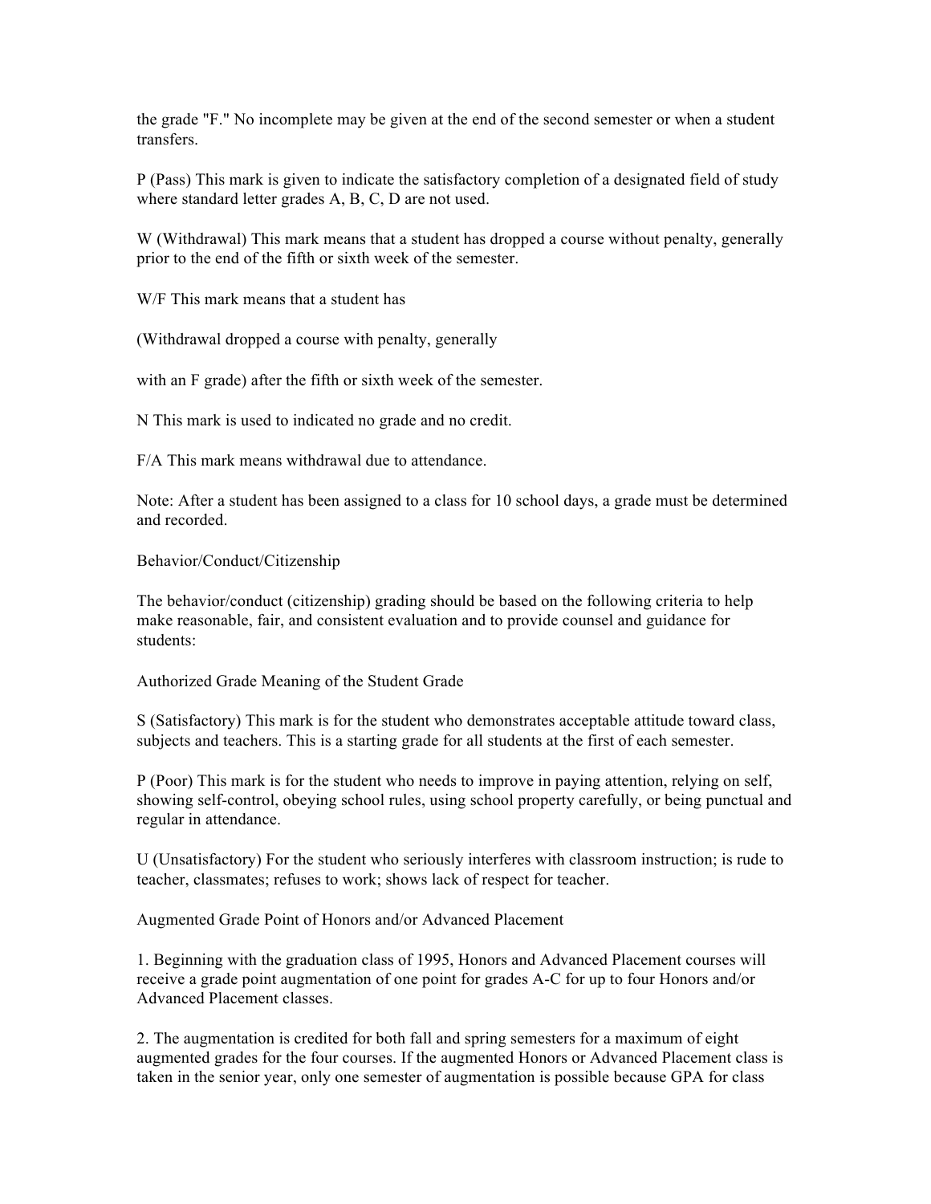the grade "F." No incomplete may be given at the end of the second semester or when a student transfers.

P (Pass) This mark is given to indicate the satisfactory completion of a designated field of study where standard letter grades A, B, C, D are not used.

W (Withdrawal) This mark means that a student has dropped a course without penalty, generally prior to the end of the fifth or sixth week of the semester.

W/F This mark means that a student has

(Withdrawal dropped a course with penalty, generally

with an F grade) after the fifth or sixth week of the semester.

N This mark is used to indicated no grade and no credit.

F/A This mark means withdrawal due to attendance.

Note: After a student has been assigned to a class for 10 school days, a grade must be determined and recorded.

Behavior/Conduct/Citizenship

The behavior/conduct (citizenship) grading should be based on the following criteria to help make reasonable, fair, and consistent evaluation and to provide counsel and guidance for students:

Authorized Grade Meaning of the Student Grade

S (Satisfactory) This mark is for the student who demonstrates acceptable attitude toward class, subjects and teachers. This is a starting grade for all students at the first of each semester.

P (Poor) This mark is for the student who needs to improve in paying attention, relying on self, showing self-control, obeying school rules, using school property carefully, or being punctual and regular in attendance.

U (Unsatisfactory) For the student who seriously interferes with classroom instruction; is rude to teacher, classmates; refuses to work; shows lack of respect for teacher.

Augmented Grade Point of Honors and/or Advanced Placement

1. Beginning with the graduation class of 1995, Honors and Advanced Placement courses will receive a grade point augmentation of one point for grades A-C for up to four Honors and/or Advanced Placement classes.

2. The augmentation is credited for both fall and spring semesters for a maximum of eight augmented grades for the four courses. If the augmented Honors or Advanced Placement class is taken in the senior year, only one semester of augmentation is possible because GPA for class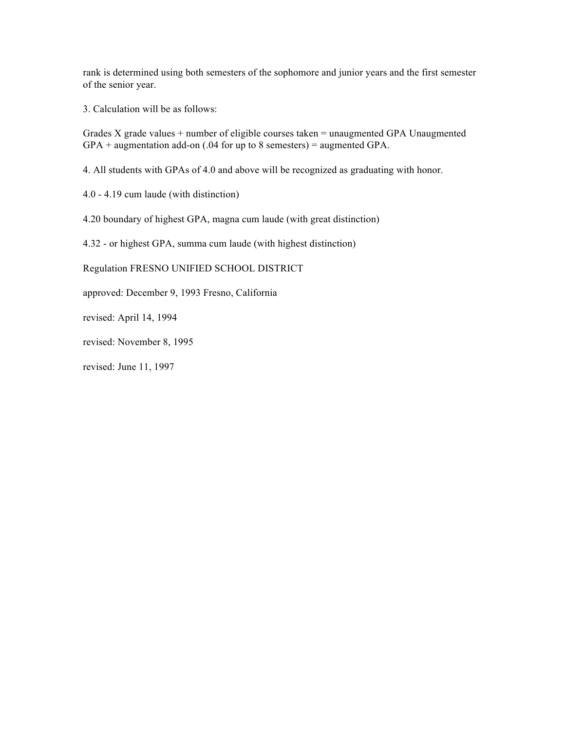rank is determined using both semesters of the sophomore and junior years and the first semester of the senior year.

3. Calculation will be as follows:

Grades X grade values + number of eligible courses taken = unaugmented GPA Unaugmented GPA + augmentation add-on (.04 for up to 8 semesters) = augmented GPA.

4. All students with GPAs of 4.0 and above will be recognized as graduating with honor.

4.0 - 4.19 cum laude (with distinction)

4.20 boundary of highest GPA, magna cum laude (with great distinction)

4.32 - or highest GPA, summa cum laude (with highest distinction)

Regulation FRESNO UNIFIED SCHOOL DISTRICT

approved: December 9, 1993 Fresno, California

revised: April 14, 1994

revised: November 8, 1995

revised: June 11, 1997